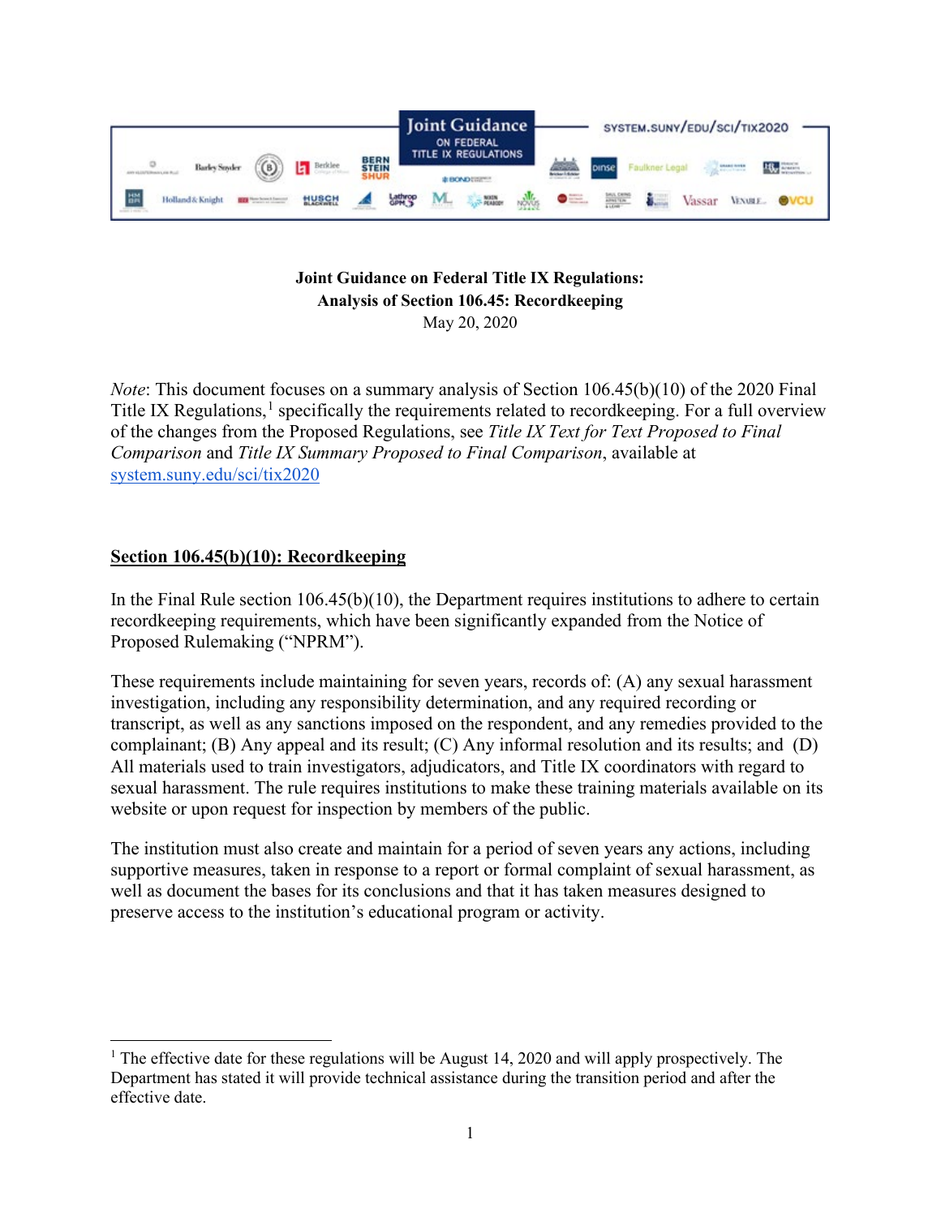**Joint Guidance on Federal Title IX Regulations:**
**Analysis of Section 106.45: Recordkeeping**
May 20, 2020

*Note*: This document focuses on a summary analysis of Section 106.45(b)(10) of the 2020 Final Title IX Regulations,[1] specifically the requirements related to recordkeeping. For a full overview of the changes from the Proposed Regulations, see *Title IX Text for Text Proposed to Final Comparison* and *Title IX Summary Proposed to Final Comparison*, available at [system.suny.edu/sci/tix2020](system.suny.edu/sci/tix2020)

## Section 106.45(b)(10): Recordkeeping

In the Final Rule section 106.45(b)(10), the Department requires institutions to adhere to certain recordkeeping requirements, which have been significantly expanded from the Notice of Proposed Rulemaking ("NPRM").

These requirements include maintaining for seven years, records of: (A) any sexual harassment investigation, including any responsibility determination, and any required recording or transcript, as well as any sanctions imposed on the respondent, and any remedies provided to the complainant; (B) Any appeal and its result; (C) Any informal resolution and its results; and (D) All materials used to train investigators, adjudicators, and Title IX coordinators with regard to sexual harassment. The rule requires institutions to make these training materials available on its website or upon request for inspection by members of the public.

The institution must also create and maintain for a period of seven years any actions, including supportive measures, taken in response to a report or formal complaint of sexual harassment, as well as document the bases for its conclusions and that it has taken measures designed to preserve access to the institution's educational program or activity.

[1] The effective date for these regulations will be August 14, 2020 and will apply prospectively. The Department has stated it will provide technical assistance during the transition period and after the effective date.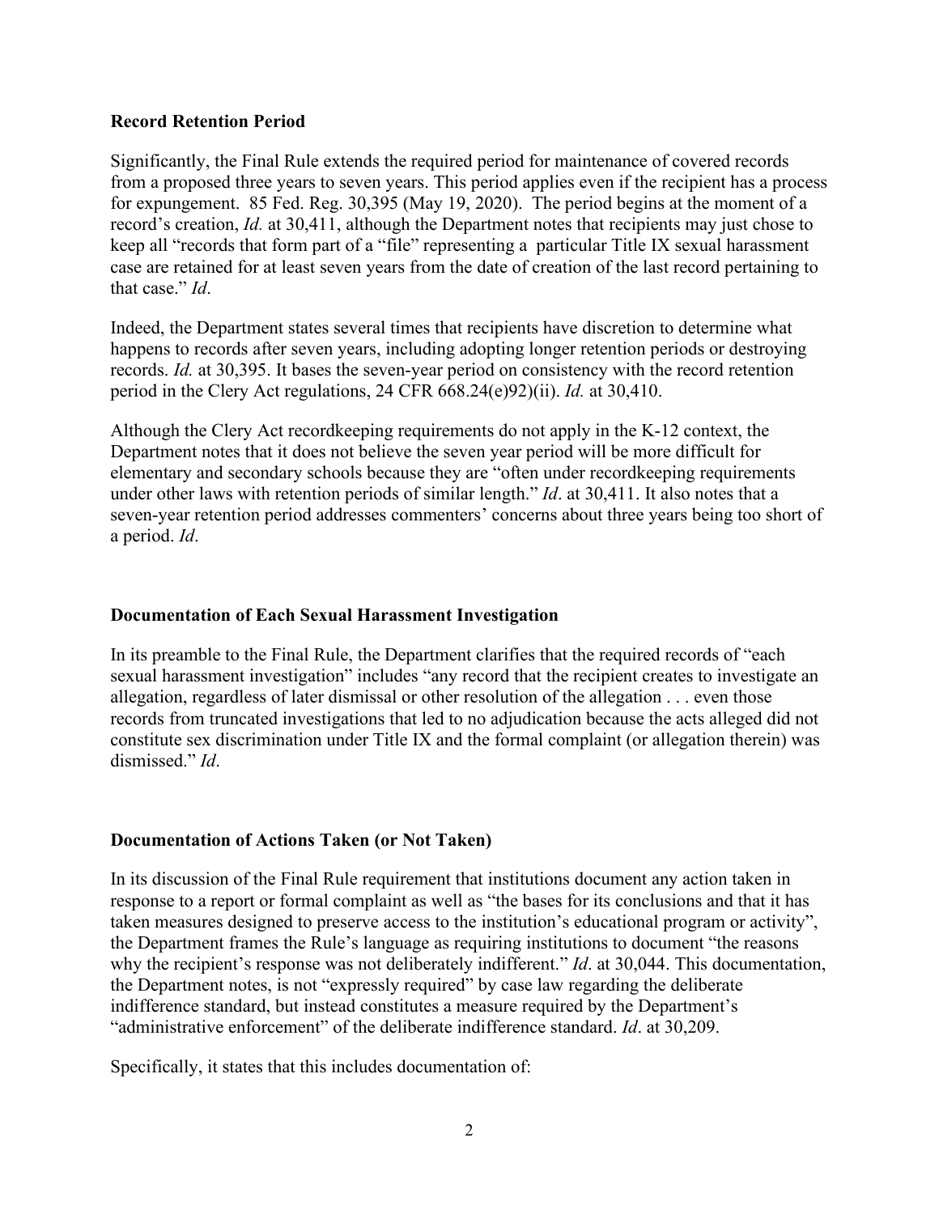### Record Retention Period

Significantly, the Final Rule extends the required period for maintenance of covered records from a proposed three years to seven years. This period applies even if the recipient has a process for expungement. 85 Fed. Reg. 30,395 (May 19, 2020). The period begins at the moment of a record's creation, *Id.* at 30,411, although the Department notes that recipients may just chose to keep all "records that form part of a "file" representing a particular Title IX sexual harassment case are retained for at least seven years from the date of creation of the last record pertaining to that case." *Id*.

Indeed, the Department states several times that recipients have discretion to determine what happens to records after seven years, including adopting longer retention periods or destroying records. *Id.* at 30,395. It bases the seven-year period on consistency with the record retention period in the Clery Act regulations, 24 CFR 668.24(e)92)(ii). *Id.* at 30,410.

Although the Clery Act recordkeeping requirements do not apply in the K-12 context, the Department notes that it does not believe the seven year period will be more difficult for elementary and secondary schools because they are "often under recordkeeping requirements under other laws with retention periods of similar length." *Id*. at 30,411. It also notes that a seven-year retention period addresses commenters' concerns about three years being too short of a period. *Id*.

### Documentation of Each Sexual Harassment Investigation

In its preamble to the Final Rule, the Department clarifies that the required records of "each sexual harassment investigation" includes "any record that the recipient creates to investigate an allegation, regardless of later dismissal or other resolution of the allegation . . . even those records from truncated investigations that led to no adjudication because the acts alleged did not constitute sex discrimination under Title IX and the formal complaint (or allegation therein) was dismissed." *Id*.

### Documentation of Actions Taken (or Not Taken)

In its discussion of the Final Rule requirement that institutions document any action taken in response to a report or formal complaint as well as "the bases for its conclusions and that it has taken measures designed to preserve access to the institution's educational program or activity", the Department frames the Rule's language as requiring institutions to document "the reasons why the recipient's response was not deliberately indifferent." *Id*. at 30,044. This documentation, the Department notes, is not "expressly required" by case law regarding the deliberate indifference standard, but instead constitutes a measure required by the Department's "administrative enforcement" of the deliberate indifference standard. *Id*. at 30,209.

Specifically, it states that this includes documentation of: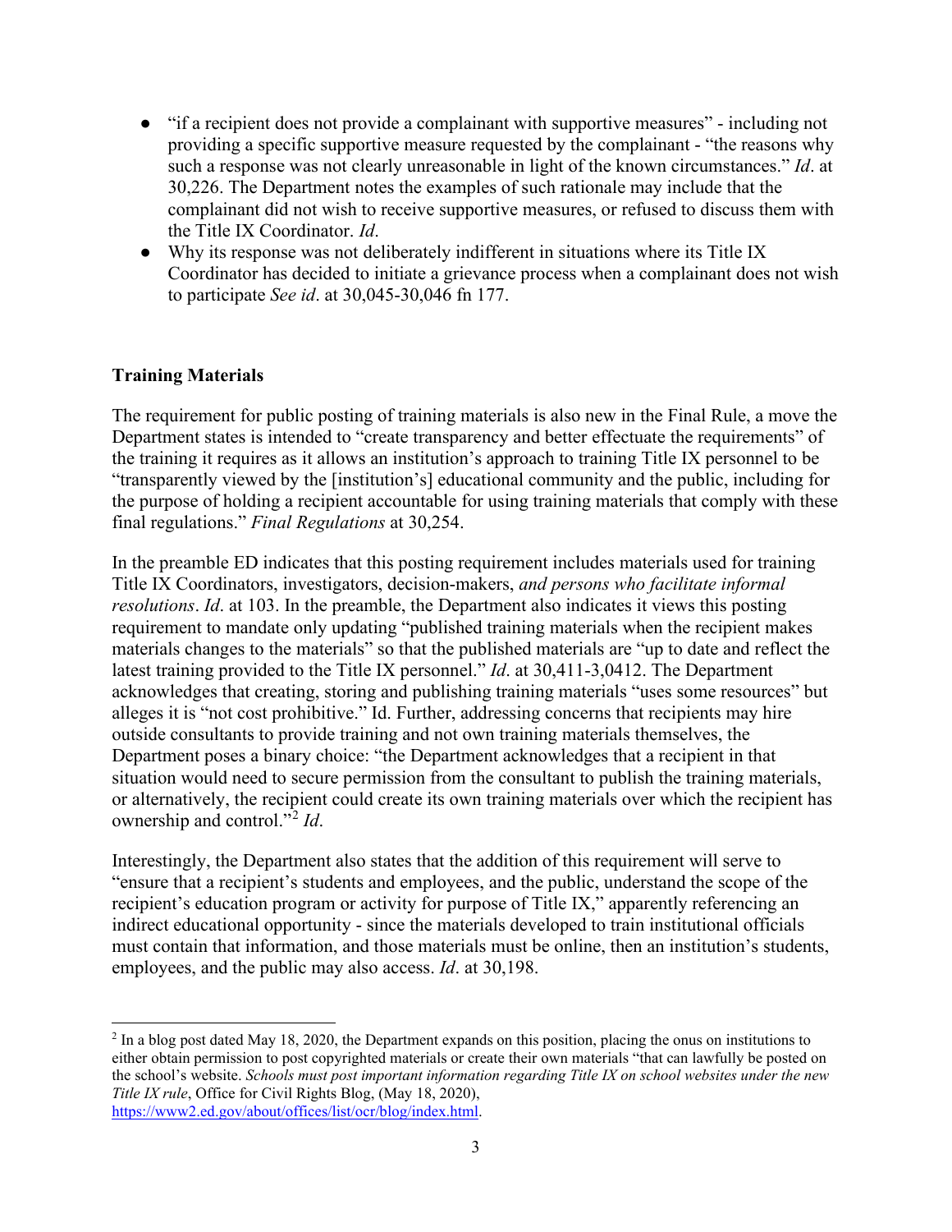- "if a recipient does not provide a complainant with supportive measures" - including not providing a specific supportive measure requested by the complainant - "the reasons why such a response was not clearly unreasonable in light of the known circumstances." *Id*. at 30,226. The Department notes the examples of such rationale may include that the complainant did not wish to receive supportive measures, or refused to discuss them with the Title IX Coordinator. *Id*.
- Why its response was not deliberately indifferent in situations where its Title IX Coordinator has decided to initiate a grievance process when a complainant does not wish to participate *See id*. at 30,045-30,046 fn 177.

**Training Materials**

The requirement for public posting of training materials is also new in the Final Rule, a move the Department states is intended to "create transparency and better effectuate the requirements" of the training it requires as it allows an institution's approach to training Title IX personnel to be "transparently viewed by the [institution's] educational community and the public, including for the purpose of holding a recipient accountable for using training materials that comply with these final regulations." *Final Regulations* at 30,254.

In the preamble ED indicates that this posting requirement includes materials used for training Title IX Coordinators, investigators, decision-makers, *and persons who facilitate informal resolutions*. *Id*. at 103. In the preamble, the Department also indicates it views this posting requirement to mandate only updating "published training materials when the recipient makes materials changes to the materials" so that the published materials are "up to date and reflect the latest training provided to the Title IX personnel." *Id*. at 30,411-3,0412. The Department acknowledges that creating, storing and publishing training materials "uses some resources" but alleges it is "not cost prohibitive." Id. Further, addressing concerns that recipients may hire outside consultants to provide training and not own training materials themselves, the Department poses a binary choice: "the Department acknowledges that a recipient in that situation would need to secure permission from the consultant to publish the training materials, or alternatively, the recipient could create its own training materials over which the recipient has ownership and control."[2] *Id*.

Interestingly, the Department also states that the addition of this requirement will serve to "ensure that a recipient's students and employees, and the public, understand the scope of the recipient's education program or activity for purpose of Title IX," apparently referencing an indirect educational opportunity - since the materials developed to train institutional officials must contain that information, and those materials must be online, then an institution's students, employees, and the public may also access. *Id*. at 30,198.

---

[2] In a blog post dated May 18, 2020, the Department expands on this position, placing the onus on institutions to either obtain permission to post copyrighted materials or create their own materials "that can lawfully be posted on the school's website. *Schools must post important information regarding Title IX on school websites under the new Title IX rule*, Office for Civil Rights Blog, (May 18, 2020), https://www2.ed.gov/about/offices/list/ocr/blog/index.html.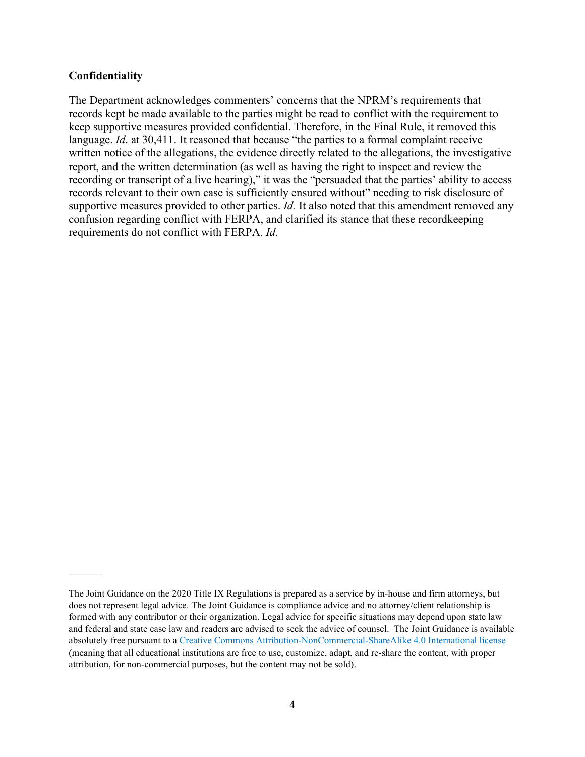**Confidentiality**

The Department acknowledges commenters' concerns that the NPRM's requirements that records kept be made available to the parties might be read to conflict with the requirement to keep supportive measures provided confidential. Therefore, in the Final Rule, it removed this language. *Id*. at 30,411. It reasoned that because "the parties to a formal complaint receive written notice of the allegations, the evidence directly related to the allegations, the investigative report, and the written determination (as well as having the right to inspect and review the recording or transcript of a live hearing)," it was the "persuaded that the parties' ability to access records relevant to their own case is sufficiently ensured without" needing to risk disclosure of supportive measures provided to other parties. *Id.* It also noted that this amendment removed any confusion regarding conflict with FERPA, and clarified its stance that these recordkeeping requirements do not conflict with FERPA. *Id*.

---

The Joint Guidance on the 2020 Title IX Regulations is prepared as a service by in-house and firm attorneys, but does not represent legal advice. The Joint Guidance is compliance advice and no attorney/client relationship is formed with any contributor or their organization. Legal advice for specific situations may depend upon state law and federal and state case law and readers are advised to seek the advice of counsel. The Joint Guidance is available absolutely free pursuant to a Creative Commons Attribution-NonCommercial-ShareAlike 4.0 International license (meaning that all educational institutions are free to use, customize, adapt, and re-share the content, with proper attribution, for non-commercial purposes, but the content may not be sold).